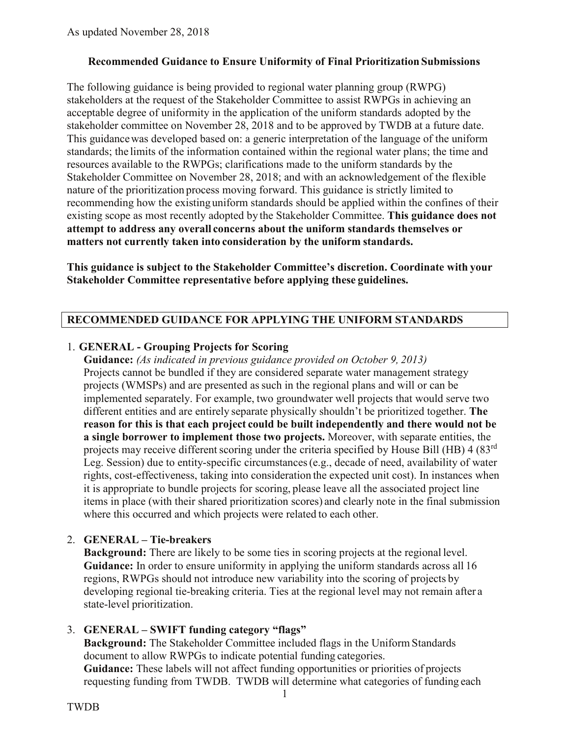As updated November 28, 2018

## Recommended Guidance to Ensure Uniformity of Final Prioritization Submissions

The following guidance is being provided to regional water planning group (RWPG) stakeholders at the request of the Stakeholder Committee to assist RWPGs in achieving an acceptable degree of uniformity in the application of the uniform standards adopted by the stakeholder committee on November 28, 2018 and to be approved by TWDB at a future date. This guidance was developed based on: a generic interpretation of the language of the uniform standards; the limits of the information contained within the regional water plans; the time and resources available to the RWPGs; clarifications made to the uniform standards by the Stakeholder Committee on November 28, 2018; and with an acknowledgement of the flexible nature of the prioritization process moving forward. This guidance is strictly limited to recommending how the existing uniform standards should be applied within the confines of their existing scope as most recently adopted by the Stakeholder Committee. **This guidance does not attempt to address any overall concerns about the uniform standards themselves or matters not currently taken into consideration by the uniform standards.**

**This guidance is subject to the Stakeholder Committee's discretion. Coordinate with your Stakeholder Committee representative before applying these guidelines.**

### RECOMMENDED GUIDANCE FOR APPLYING THE UNIFORM STANDARDS

1. **GENERAL - Grouping Projects for Scoring**
   **Guidance:** *(As indicated in previous guidance provided on October 9, 2013)*
   Projects cannot be bundled if they are considered separate water management strategy projects (WMSPs) and are presented as such in the regional plans and will or can be implemented separately. For example, two groundwater well projects that would serve two different entities and are entirely separate physically shouldn't be prioritized together. **The reason for this is that each project could be built independently and there would not be a single borrower to implement those two projects.** Moreover, with separate entities, the projects may receive different scoring under the criteria specified by House Bill (HB) 4 (83rd Leg. Session) due to entity-specific circumstances (e.g., decade of need, availability of water rights, cost-effectiveness, taking into consideration the expected unit cost). In instances when it is appropriate to bundle projects for scoring, please leave all the associated project line items in place (with their shared prioritization scores) and clearly note in the final submission where this occurred and which projects were related to each other.

2. **GENERAL – Tie-breakers**
   **Background:** There are likely to be some ties in scoring projects at the regional level.
   **Guidance:** In order to ensure uniformity in applying the uniform standards across all 16 regions, RWPGs should not introduce new variability into the scoring of projects by developing regional tie-breaking criteria. Ties at the regional level may not remain after a state-level prioritization.

3. **GENERAL – SWIFT funding category "flags"**
   **Background:** The Stakeholder Committee included flags in the Uniform Standards document to allow RWPGs to indicate potential funding categories.
   **Guidance:** These labels will not affect funding opportunities or priorities of projects requesting funding from TWDB. TWDB will determine what categories of funding each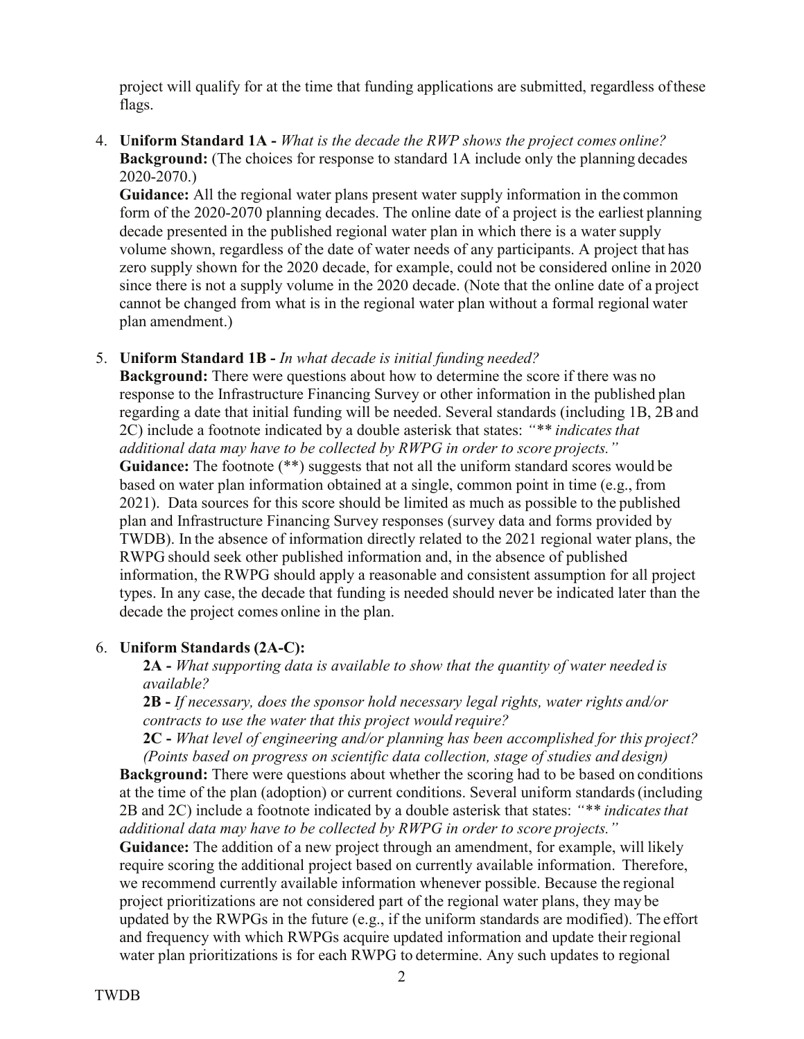project will qualify for at the time that funding applications are submitted, regardless of these flags.

4. **Uniform Standard 1A -** *What is the decade the RWP shows the project comes online?*
   **Background:** (The choices for response to standard 1A include only the planning decades 2020-2070.)
   **Guidance:** All the regional water plans present water supply information in the common form of the 2020-2070 planning decades. The online date of a project is the earliest planning decade presented in the published regional water plan in which there is a water supply volume shown, regardless of the date of water needs of any participants. A project that has zero supply shown for the 2020 decade, for example, could not be considered online in 2020 since there is not a supply volume in the 2020 decade. (Note that the online date of a project cannot be changed from what is in the regional water plan without a formal regional water plan amendment.)

5. **Uniform Standard 1B -** *In what decade is initial funding needed?*
   **Background:** There were questions about how to determine the score if there was no response to the Infrastructure Financing Survey or other information in the published plan regarding a date that initial funding will be needed. Several standards (including 1B, 2B and 2C) include a footnote indicated by a double asterisk that states: *"** indicates that additional data may have to be collected by RWPG in order to score projects."*
   **Guidance:** The footnote (**) suggests that not all the uniform standard scores would be based on water plan information obtained at a single, common point in time (e.g., from 2021). Data sources for this score should be limited as much as possible to the published plan and Infrastructure Financing Survey responses (survey data and forms provided by TWDB). In the absence of information directly related to the 2021 regional water plans, the RWPG should seek other published information and, in the absence of published information, the RWPG should apply a reasonable and consistent assumption for all project types. In any case, the decade that funding is needed should never be indicated later than the decade the project comes online in the plan.

6. **Uniform Standards (2A-C):**

   **2A -** *What supporting data is available to show that the quantity of water needed is available?*

   **2B -** *If necessary, does the sponsor hold necessary legal rights, water rights and/or contracts to use the water that this project would require?*

   **2C -** *What level of engineering and/or planning has been accomplished for this project? (Points based on progress on scientific data collection, stage of studies and design)*

   **Background:** There were questions about whether the scoring had to be based on conditions at the time of the plan (adoption) or current conditions. Several uniform standards (including 2B and 2C) include a footnote indicated by a double asterisk that states: *"** indicates that additional data may have to be collected by RWPG in order to score projects."*
   **Guidance:** The addition of a new project through an amendment, for example, will likely require scoring the additional project based on currently available information. Therefore, we recommend currently available information whenever possible. Because the regional project prioritizations are not considered part of the regional water plans, they may be updated by the RWPGs in the future (e.g., if the uniform standards are modified). The effort and frequency with which RWPGs acquire updated information and update their regional water plan prioritizations is for each RWPG to determine. Any such updates to regional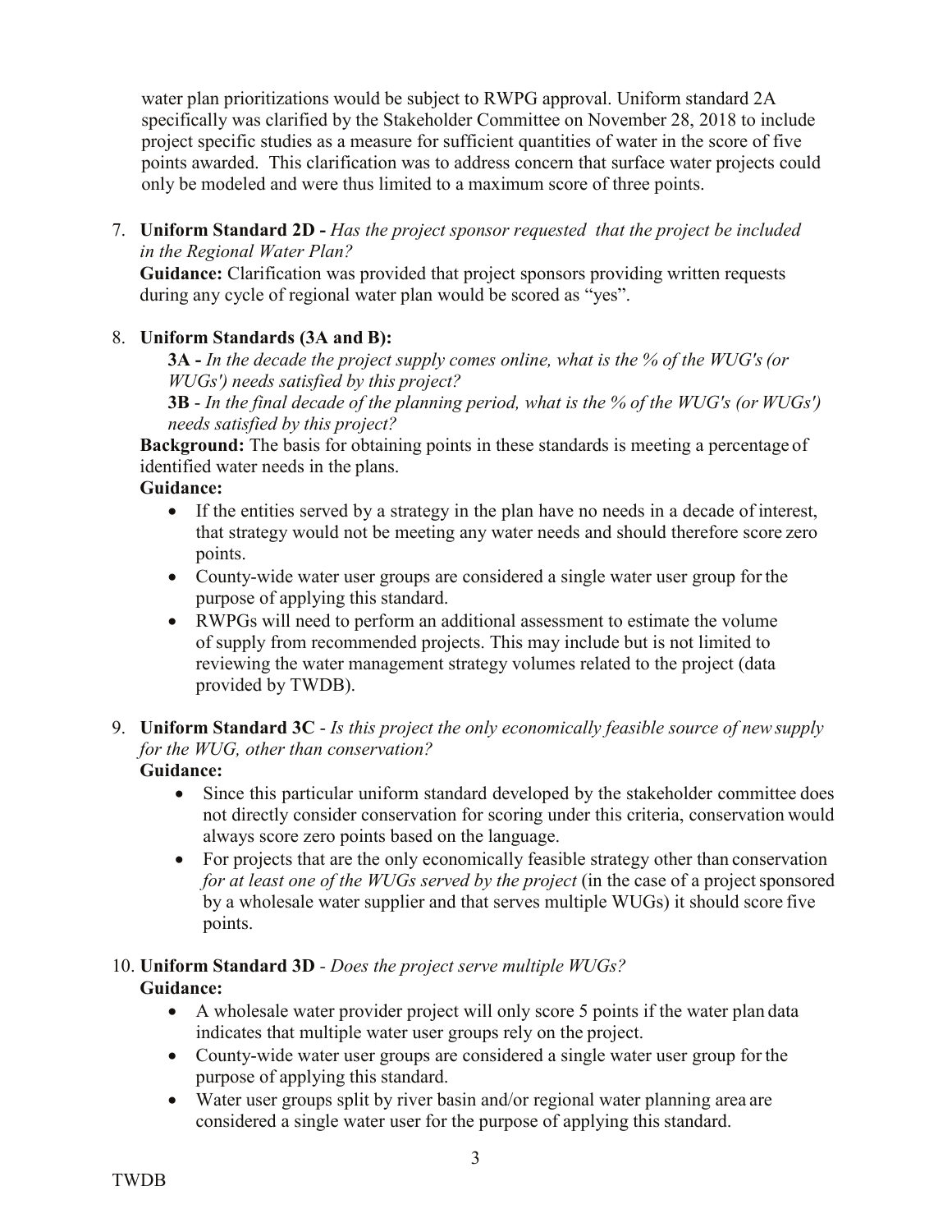water plan prioritizations would be subject to RWPG approval. Uniform standard 2A specifically was clarified by the Stakeholder Committee on November 28, 2018 to include project specific studies as a measure for sufficient quantities of water in the score of five points awarded. This clarification was to address concern that surface water projects could only be modeled and were thus limited to a maximum score of three points.

7. **Uniform Standard 2D -** *Has the project sponsor requested that the project be included in the Regional Water Plan?*
   **Guidance:** Clarification was provided that project sponsors providing written requests during any cycle of regional water plan would be scored as "yes".

8. **Uniform Standards (3A and B):**
   **3A -** *In the decade the project supply comes online, what is the % of the WUG's (or WUGs') needs satisfied by this project?*
   **3B** - *In the final decade of the planning period, what is the % of the WUG's (or WUGs') needs satisfied by this project?*
   **Background:** The basis for obtaining points in these standards is meeting a percentage of identified water needs in the plans.
   **Guidance:**
   - If the entities served by a strategy in the plan have no needs in a decade of interest, that strategy would not be meeting any water needs and should therefore score zero points.
   - County-wide water user groups are considered a single water user group for the purpose of applying this standard.
   - RWPGs will need to perform an additional assessment to estimate the volume of supply from recommended projects. This may include but is not limited to reviewing the water management strategy volumes related to the project (data provided by TWDB).

9. **Uniform Standard 3C** - *Is this project the only economically feasible source of new supply for the WUG, other than conservation?*
   **Guidance:**
   - Since this particular uniform standard developed by the stakeholder committee does not directly consider conservation for scoring under this criteria, conservation would always score zero points based on the language.
   - For projects that are the only economically feasible strategy other than conservation *for at least one of the WUGs served by the project* (in the case of a project sponsored by a wholesale water supplier and that serves multiple WUGs) it should score five points.

10. **Uniform Standard 3D** - *Does the project serve multiple WUGs?*
    **Guidance:**
    - A wholesale water provider project will only score 5 points if the water plan data indicates that multiple water user groups rely on the project.
    - County-wide water user groups are considered a single water user group for the purpose of applying this standard.
    - Water user groups split by river basin and/or regional water planning area are considered a single water user for the purpose of applying this standard.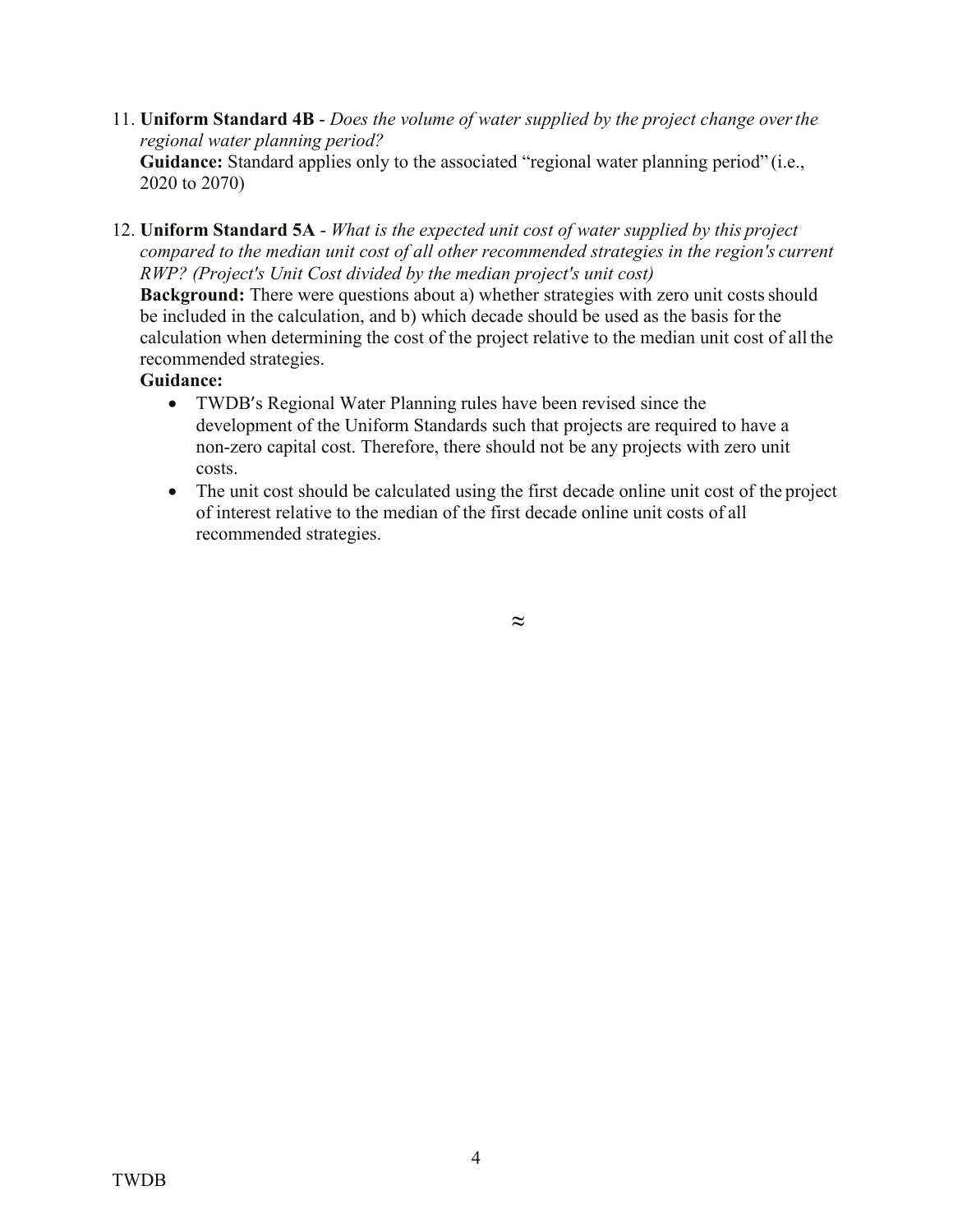11. **Uniform Standard 4B** - *Does the volume of water supplied by the project change over the regional water planning period?*
    **Guidance:** Standard applies only to the associated "regional water planning period" (i.e., 2020 to 2070)

12. **Uniform Standard 5A** - *What is the expected unit cost of water supplied by this project compared to the median unit cost of all other recommended strategies in the region's current RWP? (Project's Unit Cost divided by the median project's unit cost)*
    **Background:** There were questions about a) whether strategies with zero unit costs should be included in the calculation, and b) which decade should be used as the basis for the calculation when determining the cost of the project relative to the median unit cost of all the recommended strategies.
    **Guidance:**
    - TWDB's Regional Water Planning rules have been revised since the development of the Uniform Standards such that projects are required to have a non-zero capital cost. Therefore, there should not be any projects with zero unit costs.
    - The unit cost should be calculated using the first decade online unit cost of the project of interest relative to the median of the first decade online unit costs of all recommended strategies.

≈